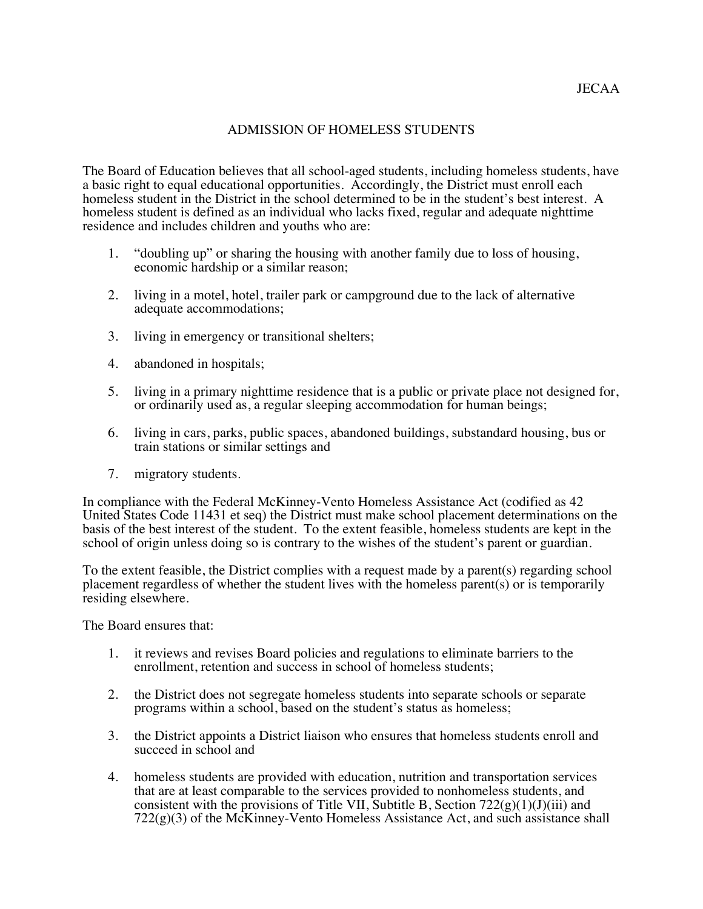JECAA

# ADMISSION OF HOMELESS STUDENTS

The Board of Education believes that all school-aged students, including homeless students, have a basic right to equal educational opportunities. Accordingly, the District must enroll each homeless student in the District in the school determined to be in the student's best interest. A homeless student is defined as an individual who lacks fixed, regular and adequate nighttime residence and includes children and youths who are:

1. "doubling up" or sharing the housing with another family due to loss of housing, economic hardship or a similar reason;
2. living in a motel, hotel, trailer park or campground due to the lack of alternative adequate accommodations;
3. living in emergency or transitional shelters;
4. abandoned in hospitals;
5. living in a primary nighttime residence that is a public or private place not designed for, or ordinarily used as, a regular sleeping accommodation for human beings;
6. living in cars, parks, public spaces, abandoned buildings, substandard housing, bus or train stations or similar settings and
7. migratory students.

In compliance with the Federal McKinney-Vento Homeless Assistance Act (codified as 42 United States Code 11431 et seq) the District must make school placement determinations on the basis of the best interest of the student. To the extent feasible, homeless students are kept in the school of origin unless doing so is contrary to the wishes of the student's parent or guardian.

To the extent feasible, the District complies with a request made by a parent(s) regarding school placement regardless of whether the student lives with the homeless parent(s) or is temporarily residing elsewhere.

The Board ensures that:

1. it reviews and revises Board policies and regulations to eliminate barriers to the enrollment, retention and success in school of homeless students;
2. the District does not segregate homeless students into separate schools or separate programs within a school, based on the student's status as homeless;
3. the District appoints a District liaison who ensures that homeless students enroll and succeed in school and
4. homeless students are provided with education, nutrition and transportation services that are at least comparable to the services provided to nonhomeless students, and consistent with the provisions of Title VII, Subtitle B, Section 722(g)(1)(J)(iii) and 722(g)(3) of the McKinney-Vento Homeless Assistance Act, and such assistance shall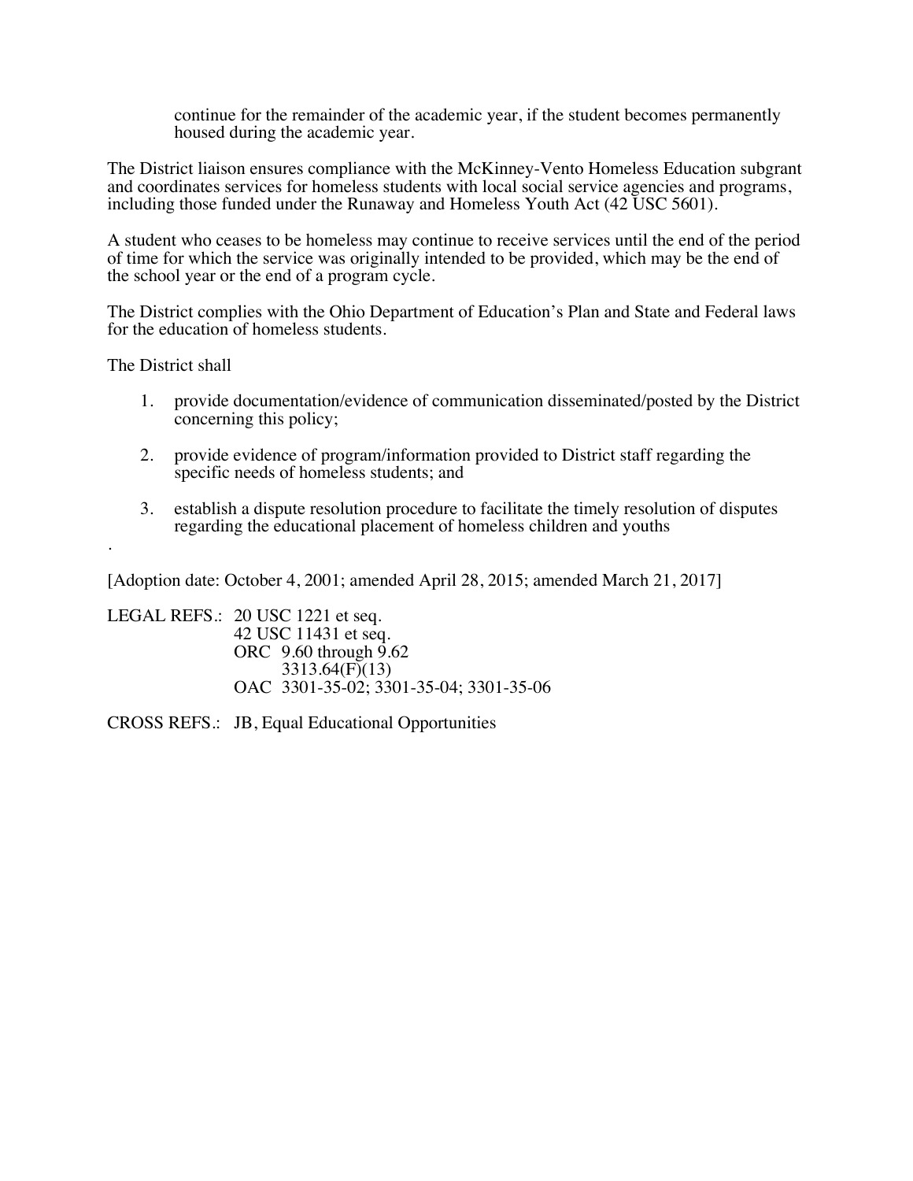continue for the remainder of the academic year, if the student becomes permanently housed during the academic year.

The District liaison ensures compliance with the McKinney-Vento Homeless Education subgrant and coordinates services for homeless students with local social service agencies and programs, including those funded under the Runaway and Homeless Youth Act (42 USC 5601).

A student who ceases to be homeless may continue to receive services until the end of the period of time for which the service was originally intended to be provided, which may be the end of the school year or the end of a program cycle.

The District complies with the Ohio Department of Education's Plan and State and Federal laws for the education of homeless students.

The District shall

1. provide documentation/evidence of communication disseminated/posted by the District concerning this policy;

2. provide evidence of program/information provided to District staff regarding the specific needs of homeless students; and

3. establish a dispute resolution procedure to facilitate the timely resolution of disputes regarding the educational placement of homeless children and youths

.

[Adoption date: October 4, 2001; amended April 28, 2015; amended March 21, 2017]

LEGAL REFS.: 20 USC 1221 et seq.
42 USC 11431 et seq.
ORC 9.60 through 9.62
3313.64(F)(13)
OAC 3301-35-02; 3301-35-04; 3301-35-06

CROSS REFS.: JB, Equal Educational Opportunities